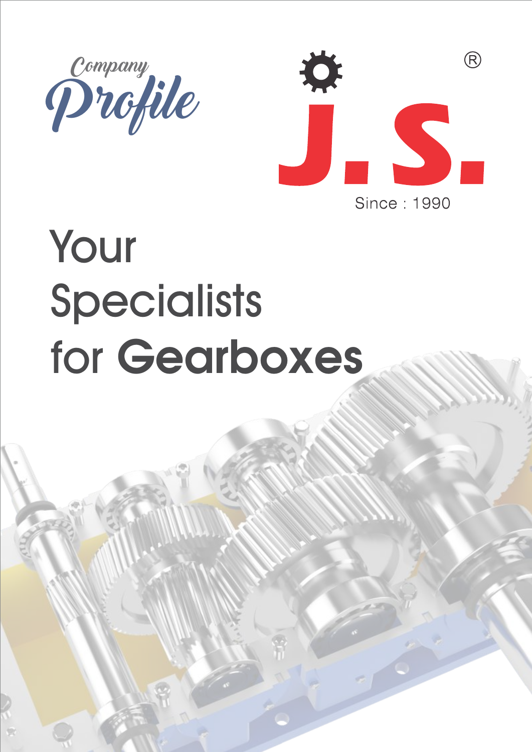Company Profile

J.S.®

Since : 1990

# Your Specialists for **Gearboxes**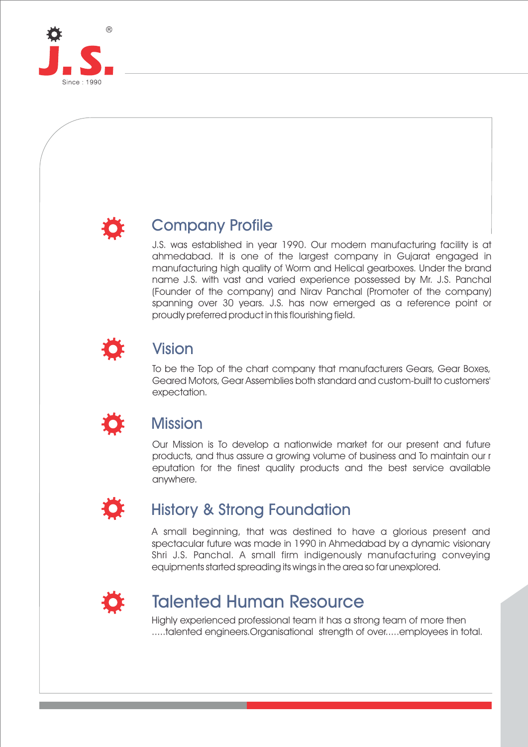J.S.® Since : 1990

## Company Profile

J.S. was established in year 1990. Our modern manufacturing facility is at ahmedabad. It is one of the largest company in Gujarat engaged in manufacturing high quality of Worm and Helical gearboxes. Under the brand name J.S. with vast and varied experience possessed by Mr. J.S. Panchal (Founder of the company) and Nirav Panchal (Promoter of the company) spanning over 30 years. J.S. has now emerged as a reference point or proudly preferred product in this flourishing field.

## Vision

To be the Top of the chart company that manufacturers Gears, Gear Boxes, Geared Motors, Gear Assemblies both standard and custom-built to customers' expectation.

## Mission

Our Mission is To develop a nationwide market for our present and future products, and thus assure a growing volume of business and To maintain our r eputation for the finest quality products and the best service available anywhere.

## History & Strong Foundation

A small beginning, that was destined to have a glorious present and spectacular future was made in 1990 in Ahmedabad by a dynamic visionary Shri J.S. Panchal. A small firm indigenously manufacturing conveying equipments started spreading its wings in the area so far unexplored.

## Talented Human Resource

Highly experienced professional team it has a strong team of more then .....talented engineers.Organisational strength of over.....employees in total.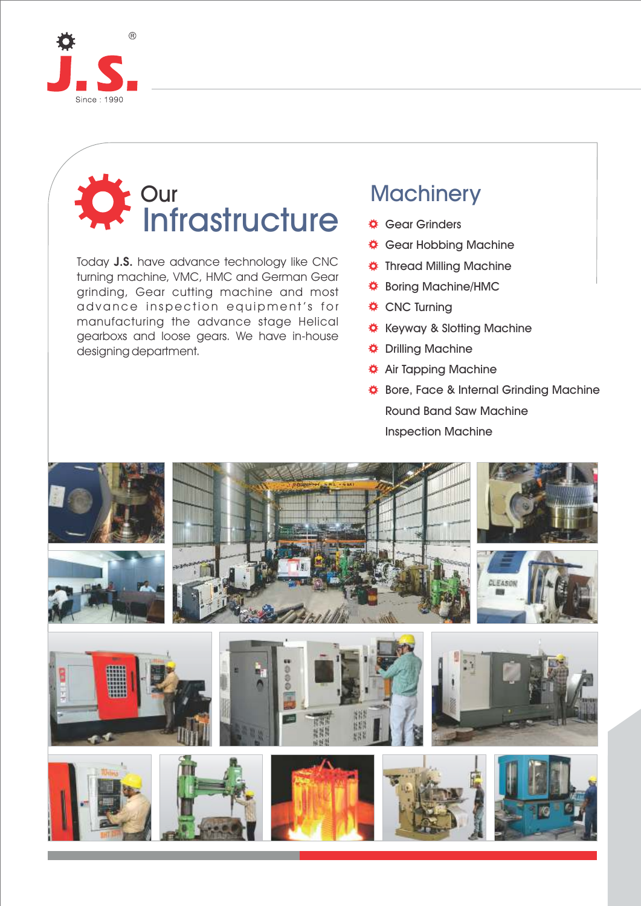J.S.®

Since : 1990

# Our Infrastructure

Today **J.S.** have advance technology like CNC turning machine, VMC, HMC and German Gear grinding, Gear cutting machine and most advance inspection equipment's for manufacturing the advance stage Helical gearboxs and loose gears. We have in-house designing department.

## Machinery

- Gear Grinders
- Gear Hobbing Machine
- Thread Milling Machine
- Boring Machine/HMC
- CNC Turning
- Keyway & Slotting Machine
- Drilling Machine
- Air Tapping Machine
- Bore, Face & Internal Grinding Machine
- Round Band Saw Machine
- Inspection Machine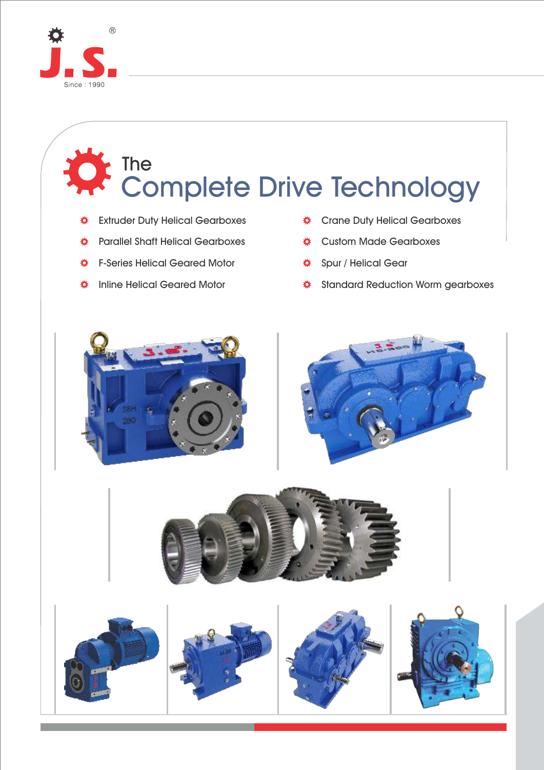J.S.®

Since : 1990

# The Complete Drive Technology

- Extruder Duty Helical Gearboxes
- Parallel Shaft Helical Gearboxes
- F-Series Helical Geared Motor
- Inline Helical Geared Motor
- Crane Duty Helical Gearboxes
- Custom Made Gearboxes
- Spur / Helical Gear
- Standard Reduction Worm gearboxes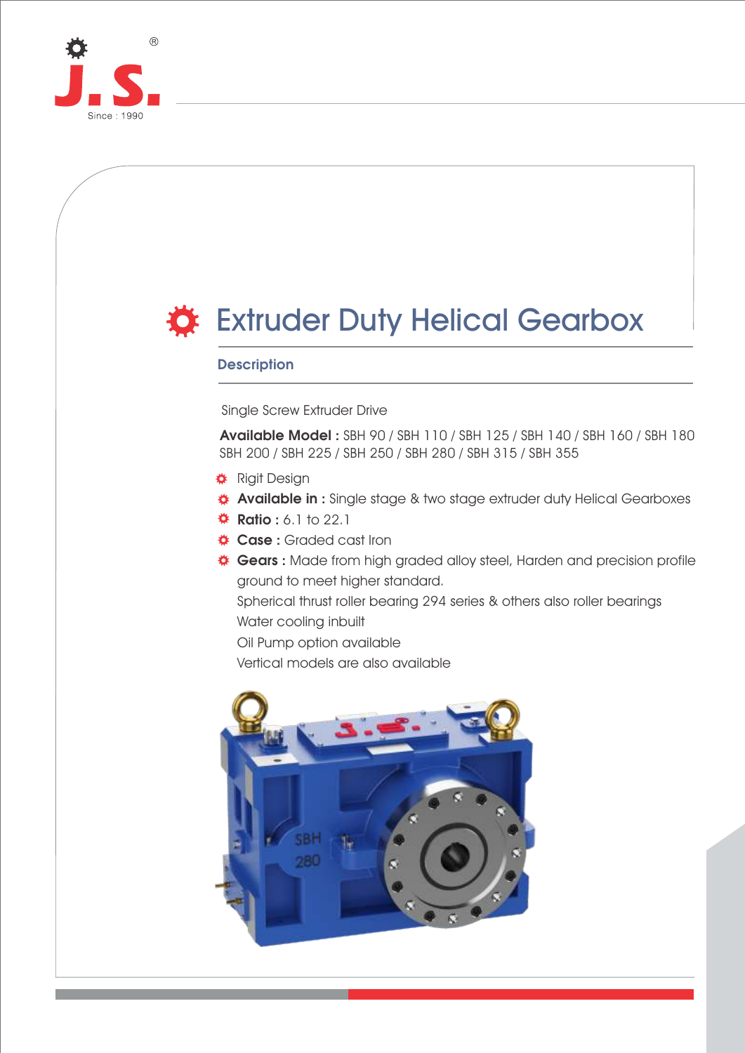# Extruder Duty Helical Gearbox

## Description

Single Screw Extruder Drive

**Available Model :** SBH 90 / SBH 110 / SBH 125 / SBH 140 / SBH 160 / SBH 180 SBH 200 / SBH 225 / SBH 250 / SBH 280 / SBH 315 / SBH 355

- Rigit Design
- **Available in :** Single stage & two stage extruder duty Helical Gearboxes
- **Ratio :** 6.1 to 22.1
- **Case :** Graded cast Iron
- **Gears :** Made from high graded alloy steel, Harden and precision profile ground to meet higher standard.
  Spherical thrust roller bearing 294 series & others also roller bearings
  Water cooling inbuilt
  Oil Pump option available
  Vertical models are also available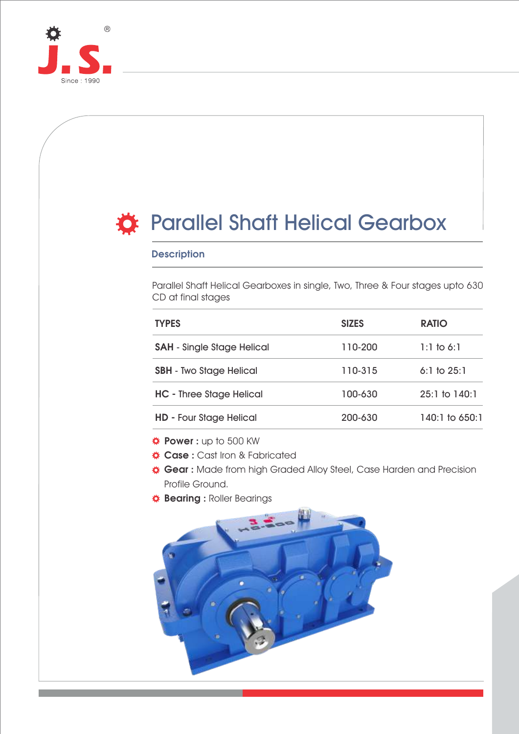# Parallel Shaft Helical Gearbox

## Description

Parallel Shaft Helical Gearboxes in single, Two, Three & Four stages upto 630 CD at final stages

| TYPES | SIZES | RATIO |
|---|---|---|
| **SAH** - Single Stage Helical | 110-200 | 1:1 to 6:1 |
| **SBH** - Two Stage Helical | 110-315 | 6:1 to 25:1 |
| **HC** - Three Stage Helical | 100-630 | 25:1 to 140:1 |
| **HD** - Four Stage Helical | 200-630 | 140:1 to 650:1 |

- **Power :** up to 500 KW
- **Case :** Cast Iron & Fabricated
- **Gear :** Made from high Graded Alloy Steel, Case Harden and Precision Profile Ground.
- **Bearing :** Roller Bearings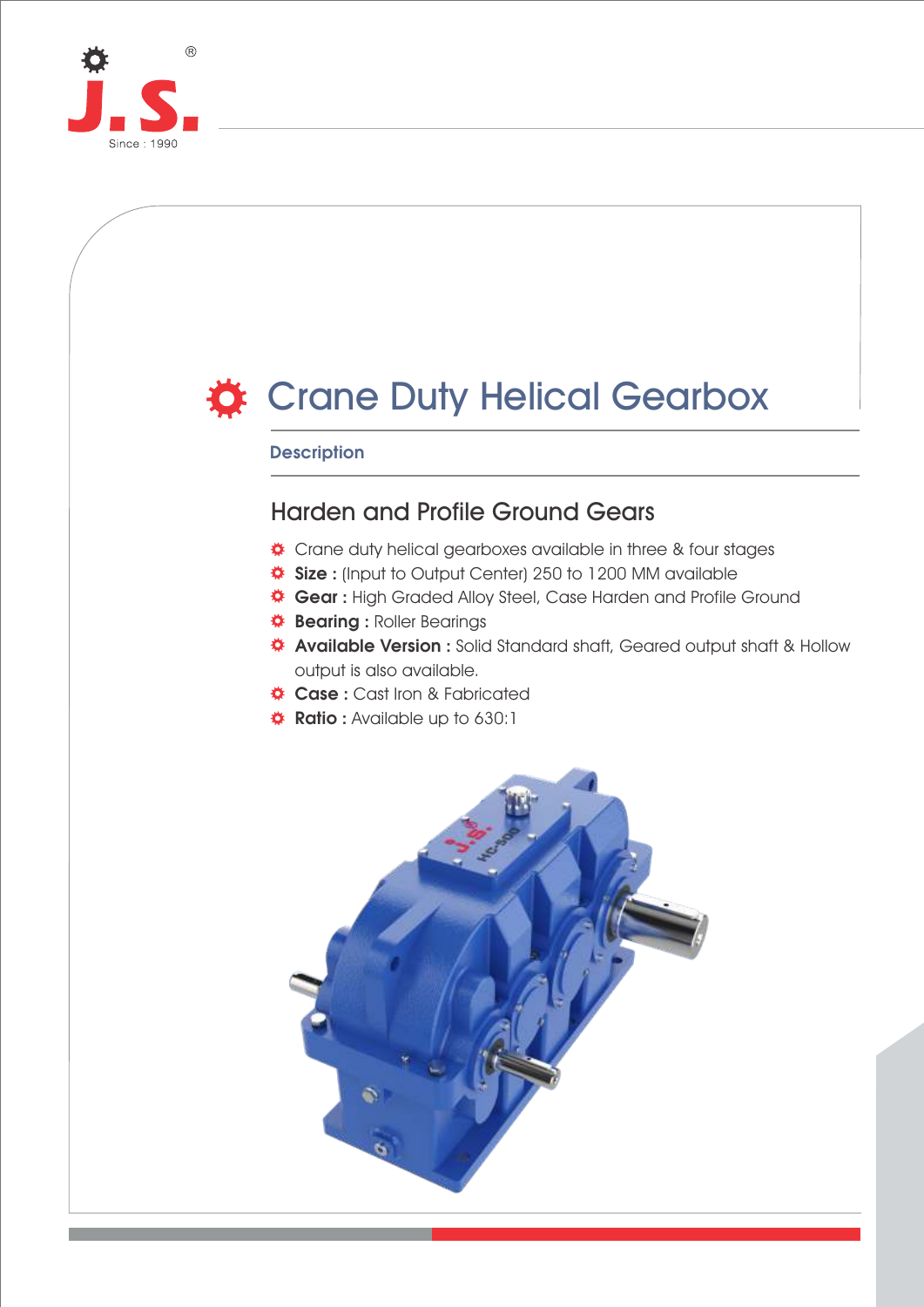# Crane Duty Helical Gearbox

**Description**

## Harden and Profile Ground Gears

- Crane duty helical gearboxes available in three & four stages
- **Size :** (Input to Output Center) 250 to 1200 MM available
- **Gear :** High Graded Alloy Steel, Case Harden and Profile Ground
- **Bearing :** Roller Bearings
- **Available Version :** Solid Standard shaft, Geared output shaft & Hollow output is also available.
- **Case :** Cast Iron & Fabricated
- **Ratio :** Available up to 630:1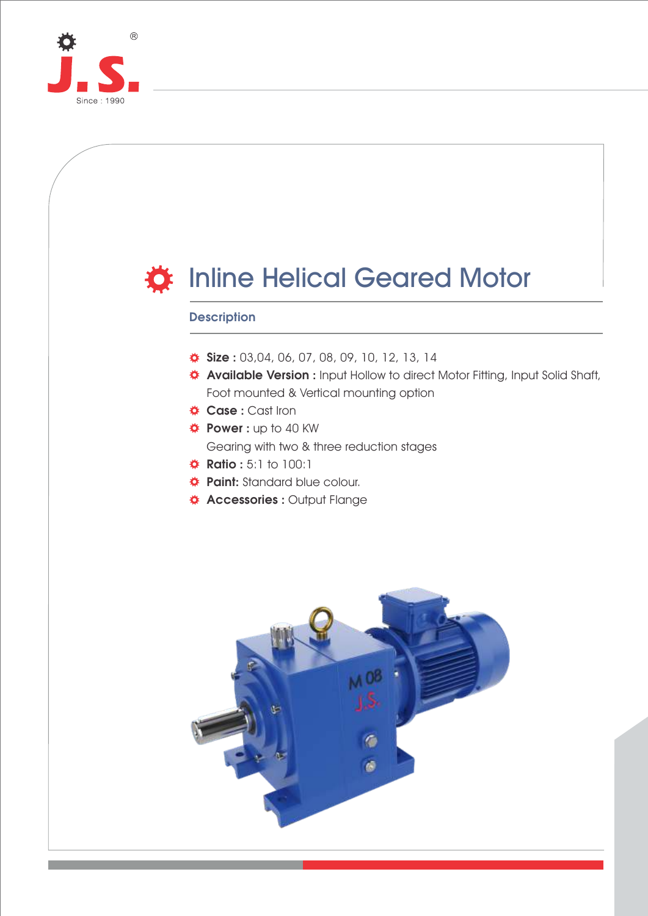# Inline Helical Geared Motor

## Description

- **Size :** 03,04, 06, 07, 08, 09, 10, 12, 13, 14
- **Available Version :** Input Hollow to direct Motor Fitting, Input Solid Shaft, Foot mounted & Vertical mounting option
- **Case :** Cast Iron
- **Power :** up to 40 KW
  Gearing with two & three reduction stages
- **Ratio :** 5:1 to 100:1
- **Paint:** Standard blue colour.
- **Accessories :** Output Flange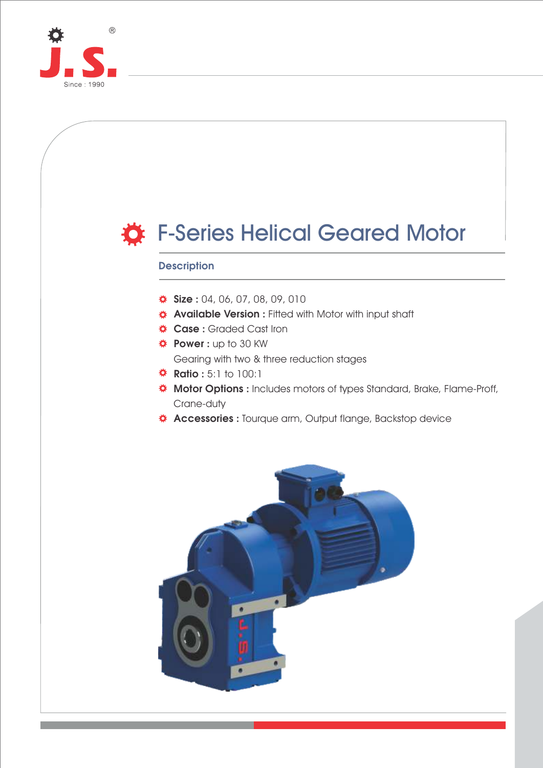# F-Series Helical Geared Motor

## Description

- **Size :** 04, 06, 07, 08, 09, 010
- **Available Version :** Fitted with Motor with input shaft
- **Case :** Graded Cast Iron
- **Power :** up to 30 KW
  Gearing with two & three reduction stages
- **Ratio :** 5:1 to 100:1
- **Motor Options :** Includes motors of types Standard, Brake, Flame-Proff, Crane-duty
- **Accessories :** Tourque arm, Output flange, Backstop device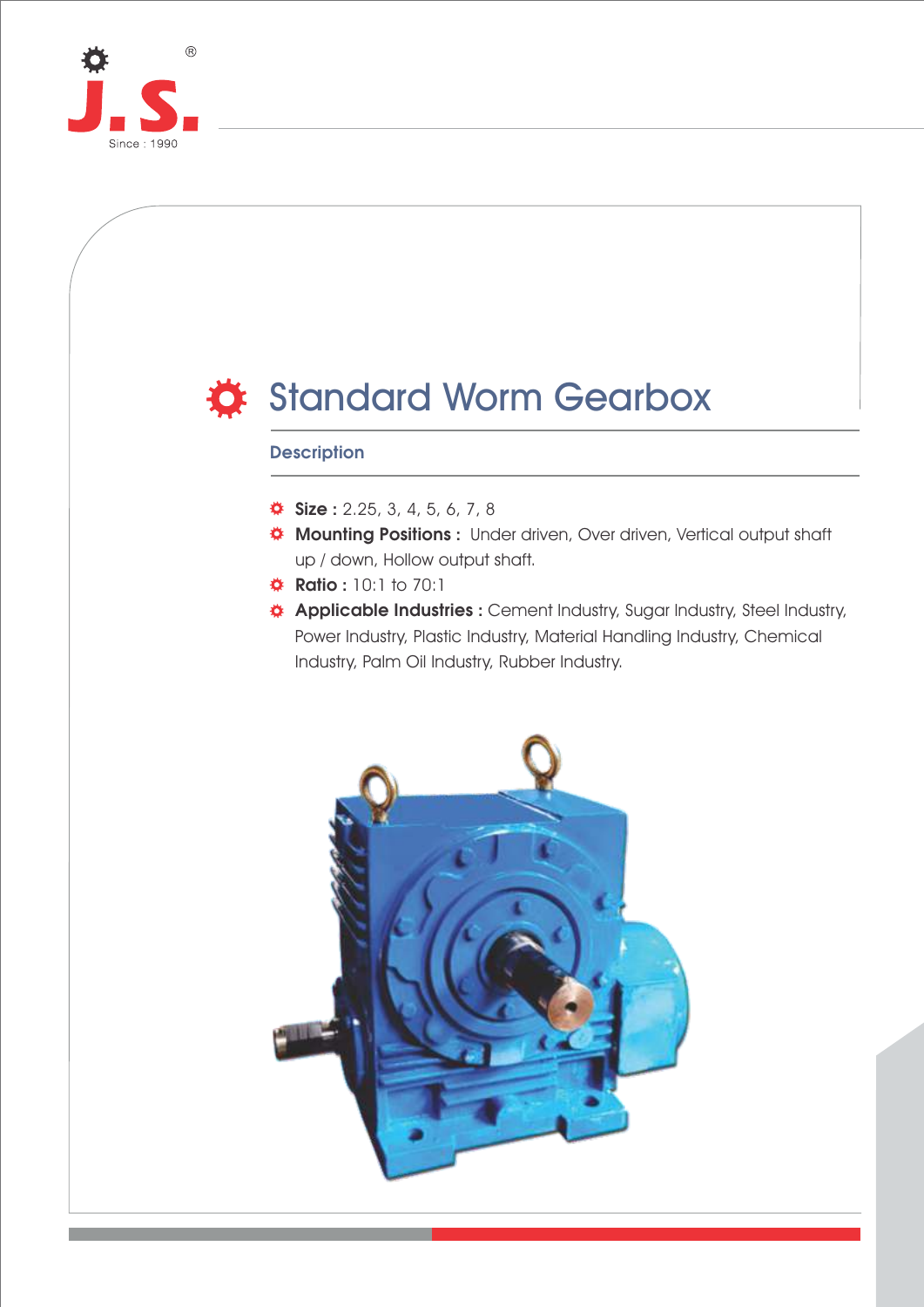# Standard Worm Gearbox

## Description

- **Size :** 2.25, 3, 4, 5, 6, 7, 8
- **Mounting Positions :** Under driven, Over driven, Vertical output shaft up / down, Hollow output shaft.
- **Ratio :** 10:1 to 70:1
- **Applicable Industries :** Cement Industry, Sugar Industry, Steel Industry, Power Industry, Plastic Industry, Material Handling Industry, Chemical Industry, Palm Oil Industry, Rubber Industry.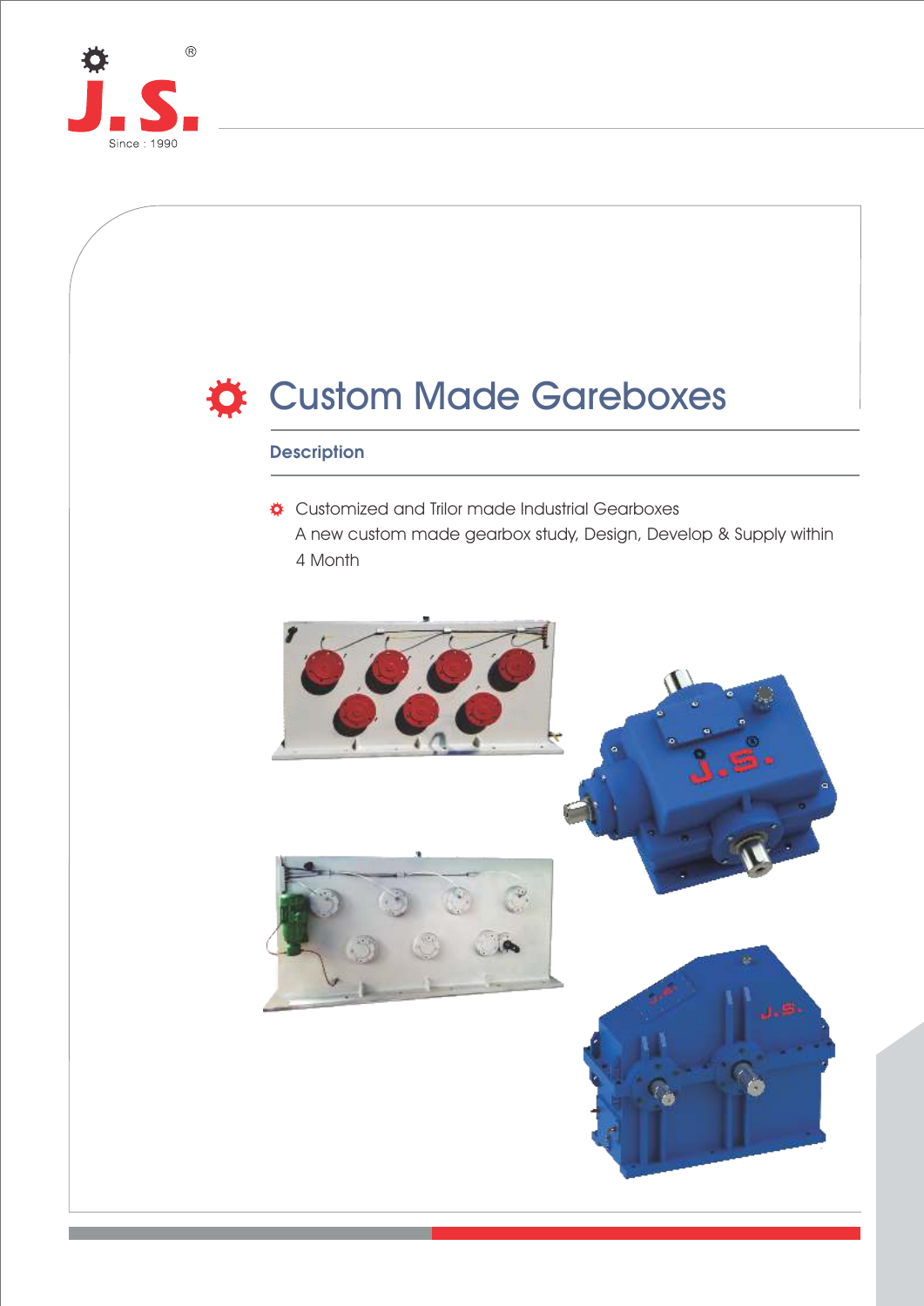# Custom Made Gareboxes

## Description

- Customized and Trilor made Industrial Gearboxes
  A new custom made gearbox study, Design, Develop & Supply within 4 Month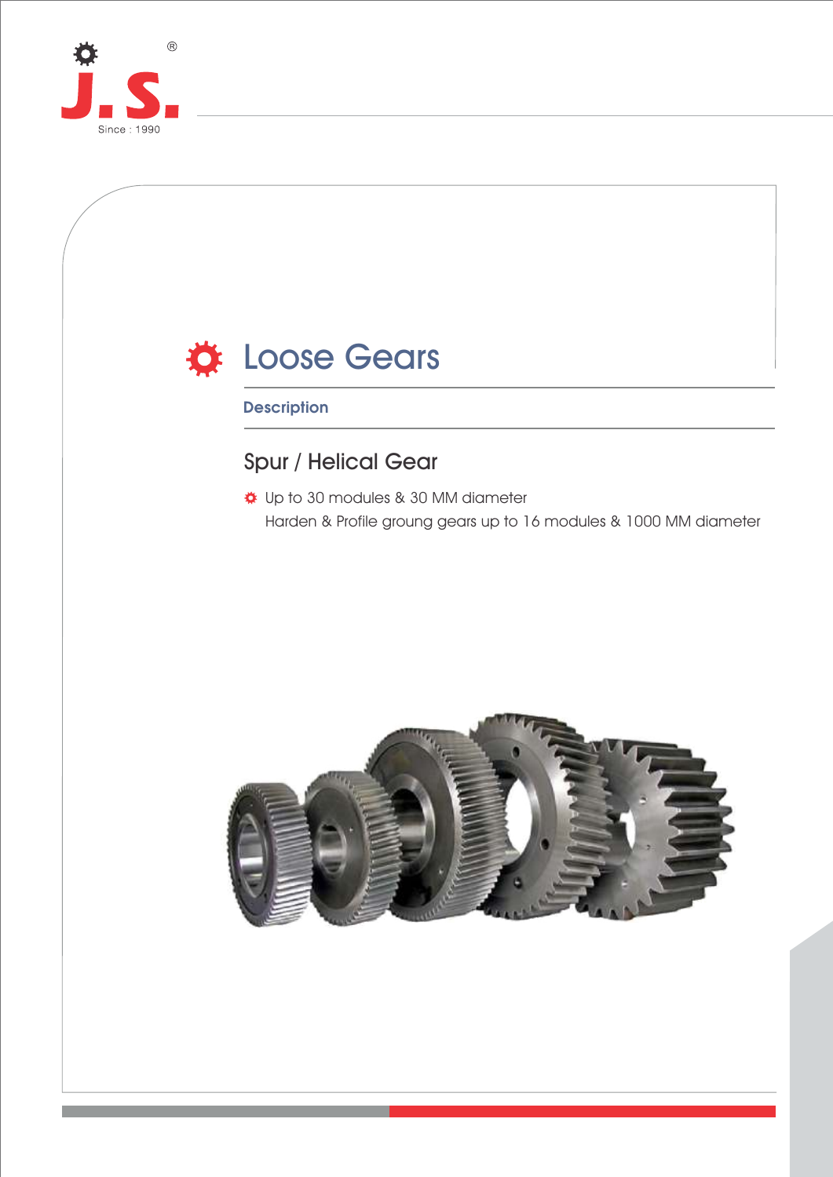# Loose Gears

### Description

## Spur / Helical Gear

- Up to 30 modules & 30 MM diameter
  Harden & Profile groung gears up to 16 modules & 1000 MM diameter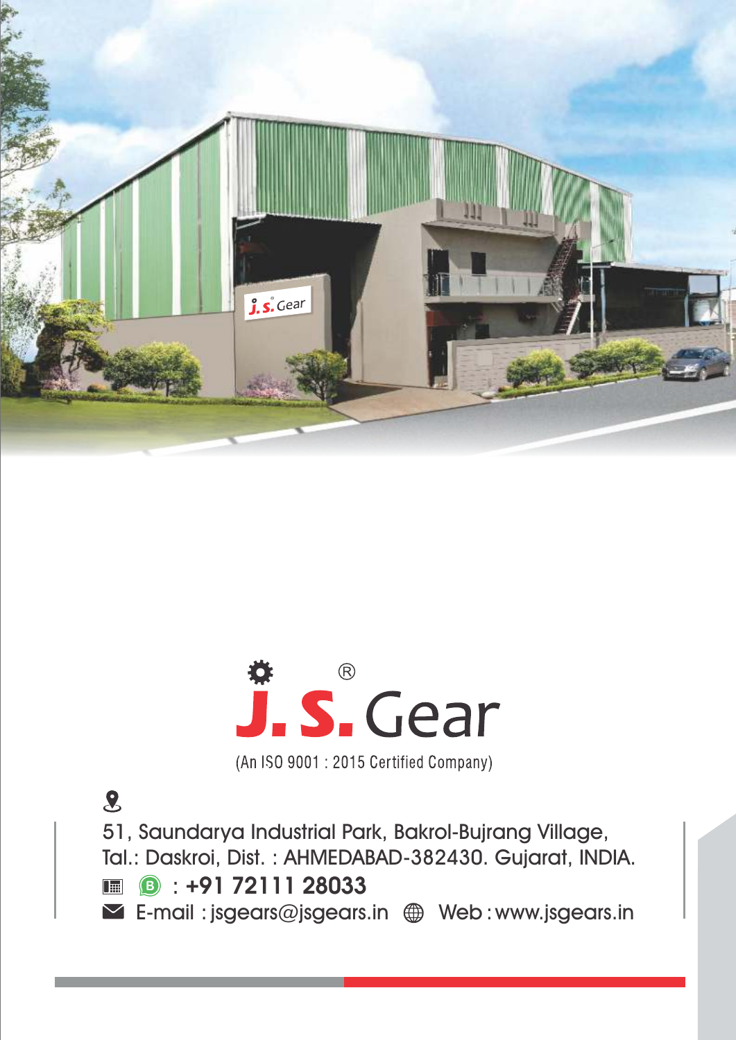# J.S. Gear®

(An ISO 9001 : 2015 Certified Company)

51, Saundarya Industrial Park, Bakrol-Bujrang Village,
Tal.: Daskroi, Dist. : AHMEDABAD-382430. Gujarat, INDIA.

: +91 72111 28033

E-mail : jsgears@jsgears.in Web : www.jsgears.in